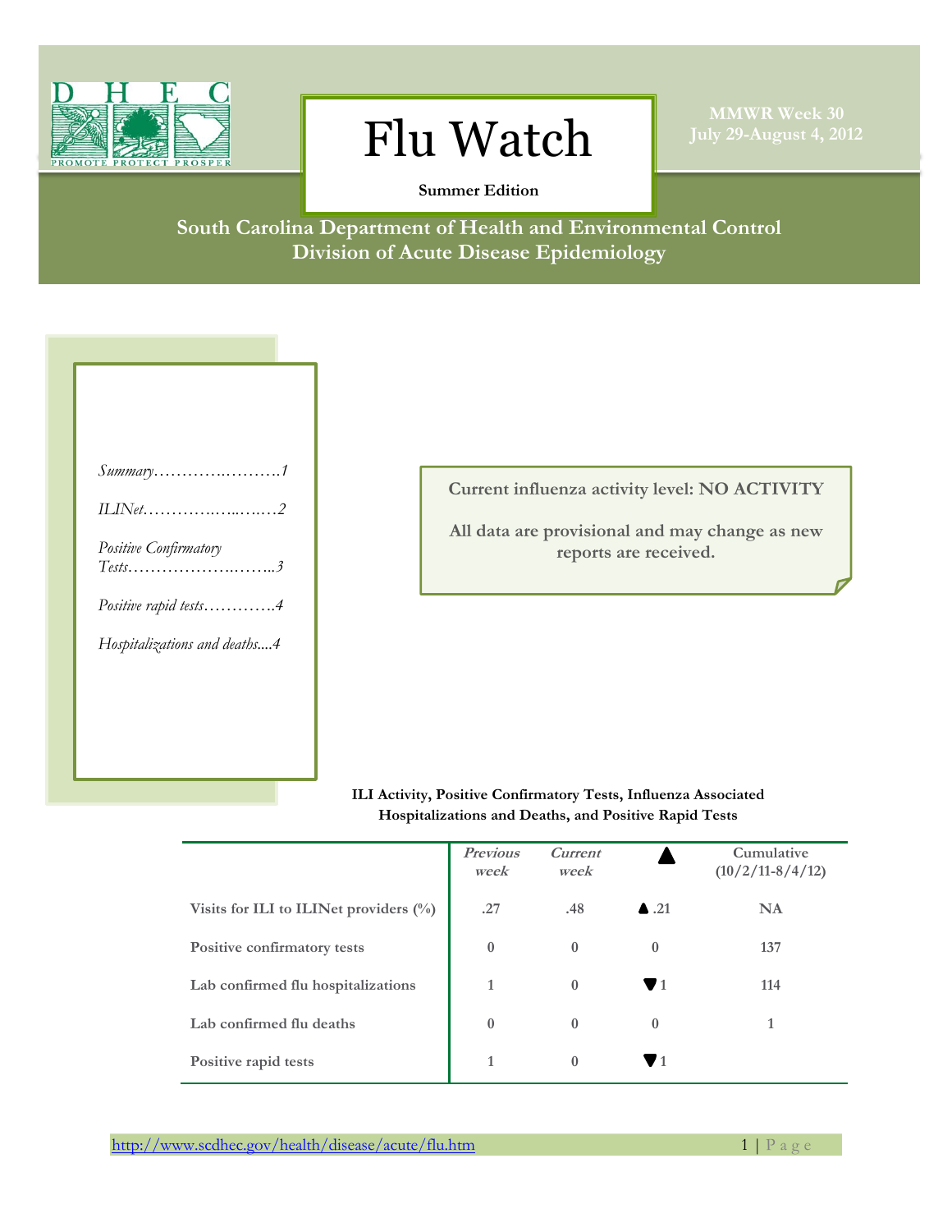# Flu Watch

**Summer Edition**

**MMWR Week 30**
**July 29-August 4, 2012**

**South Carolina Department of Health and Environmental Control**
**Division of Acute Disease Epidemiology**

*Summary……………………….1*

*ILINet……………………….2*

*Positive Confirmatory Tests……………………..3*

*Positive rapid tests………….4*

*Hospitalizations and deaths....4*

**Current influenza activity level: NO ACTIVITY**

**All data are provisional and may change as new reports are received.**

**ILI Activity, Positive Confirmatory Tests, Influenza Associated Hospitalizations and Deaths, and Positive Rapid Tests**

| | *Previous week* | *Current week* | ▲ | Cumulative (10/2/11-8/4/12) |
|---|---|---|---|---|
| Visits for ILI to ILINet providers (%) | .27 | .48 | ▲ .21 | NA |
| Positive confirmatory tests | 0 | 0 | 0 | 137 |
| Lab confirmed flu hospitalizations | 1 | 0 | ▼ 1 | 114 |
| Lab confirmed flu deaths | 0 | 0 | 0 | 1 |
| Positive rapid tests | 1 | 0 | ▼ 1 | |

http://www.scdhec.gov/health/disease/acute/flu.htm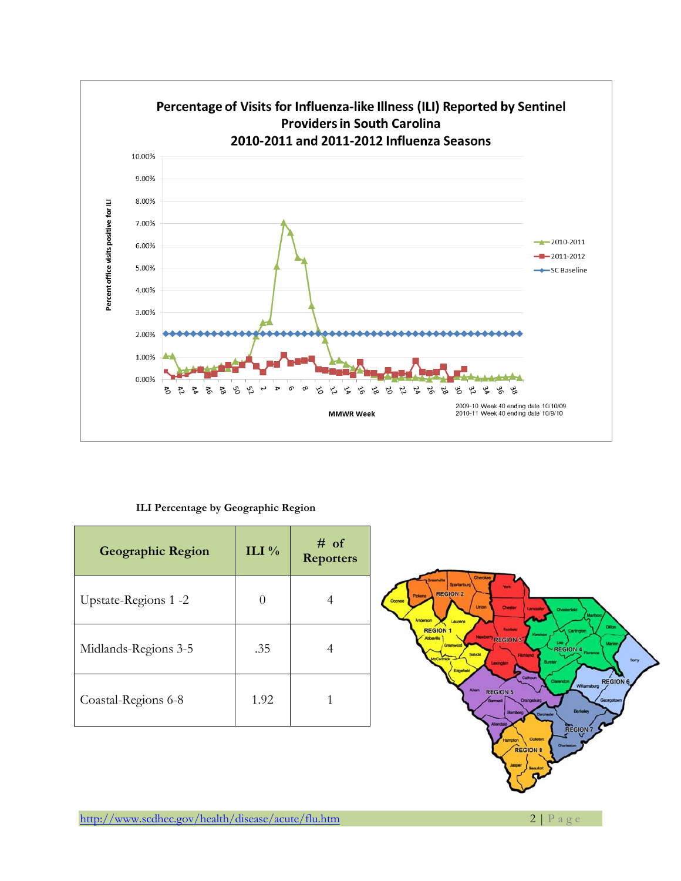## Percentage of Visits for Influenza-like Illness (ILI) Reported by Sentinel Providers in South Carolina 2010-2011 and 2011-2012 Influenza Seasons

### ILI Percentage by Geographic Region

| Geographic Region | ILI % | # of Reporters |
|---|---|---|
| Upstate-Regions 1 -2 | 0 | 4 |
| Midlands-Regions 3-5 | .35 | 4 |
| Coastal-Regions 6-8 | 1.92 | 1 |

http://www.scdhec.gov/health/disease/acute/flu.htm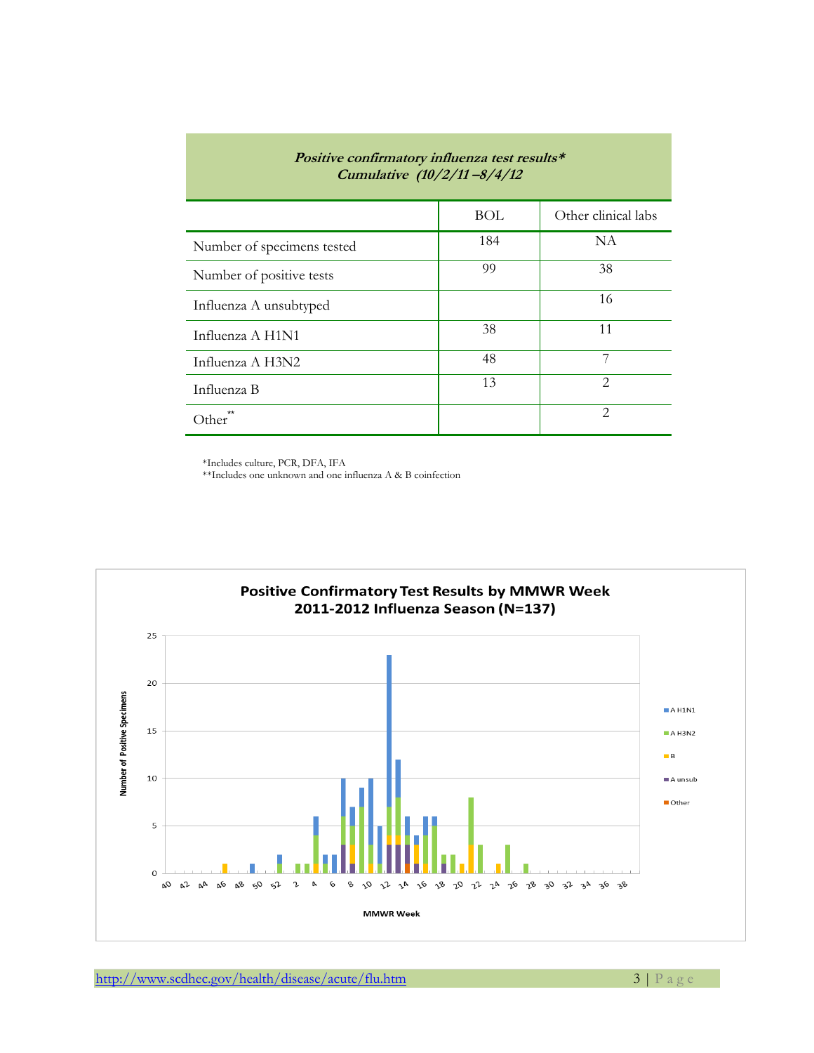| *Positive confirmatory influenza test results\** *Cumulative (10/2/11 –8/4/12* | | |
|---|---|---|
| | BOL | Other clinical labs |
| Number of specimens tested | 184 | NA |
| Number of positive tests | 99 | 38 |
| Influenza A unsubtyped | | 16 |
| Influenza A H1N1 | 38 | 11 |
| Influenza A H3N2 | 48 | 7 |
| Influenza B | 13 | 2 |
| Other** | | 2 |

*Includes culture, PCR, DFA, IFA
**Includes one unknown and one influenza A & B coinfection

**Positive Confirmatory Test Results by MMWR Week**
**2011-2012 Influenza Season (N=137)**

Number of Positive Specimens

MMWR Week

Legend: A H1N1, A H3N2, B, A unsub, Other

http://www.scdhec.gov/health/disease/acute/flu.htm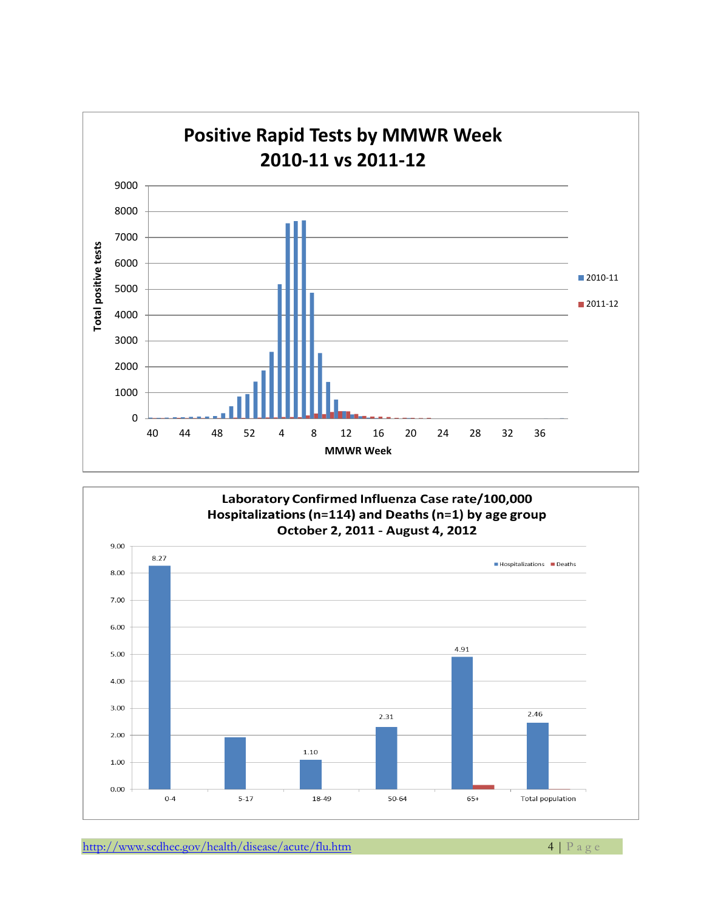Positive Rapid Tests by MMWR Week
2010-11 vs 2011-12

Total positive tests

9000
8000
7000
6000
5000
4000
3000
2000
1000
0

40 44 48 52 4 8 12 16 20 24 28 32 36

MMWR Week

2010-11
2011-12

Laboratory Confirmed Influenza Case rate/100,000
Hospitalizations (n=114) and Deaths (n=1) by age group
October 2, 2011 - August 4, 2012

9.00
8.00
7.00
6.00
5.00
4.00
3.00
2.00
1.00
0.00

Hospitalizations
Deaths

8.27
1.10
2.31
4.91
2.46

0-4
5-17
18-49
50-64
65+
Total population

http://www.scdhec.gov/health/disease/acute/flu.htm